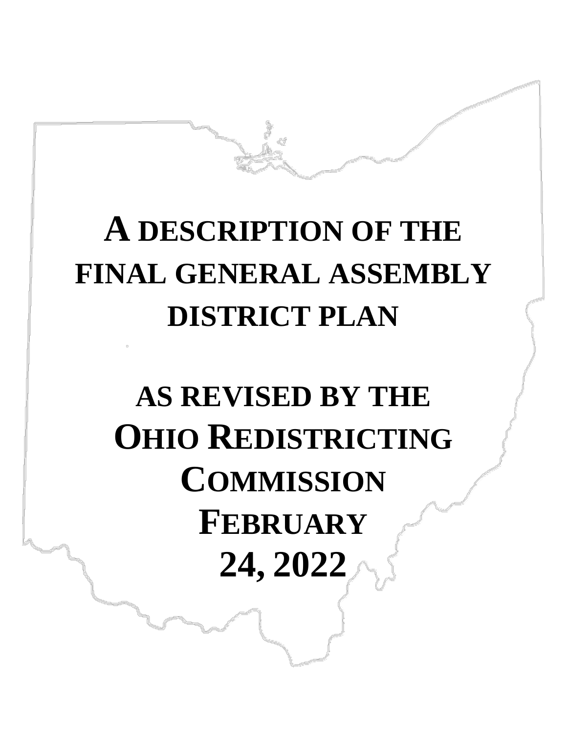# A DESCRIPTION OF THE FINAL GENERAL ASSEMBLY DISTRICT PLAN

## AS REVISED BY THE OHIO REDISTRICTING COMMISSION FEBRUARY 24, 2022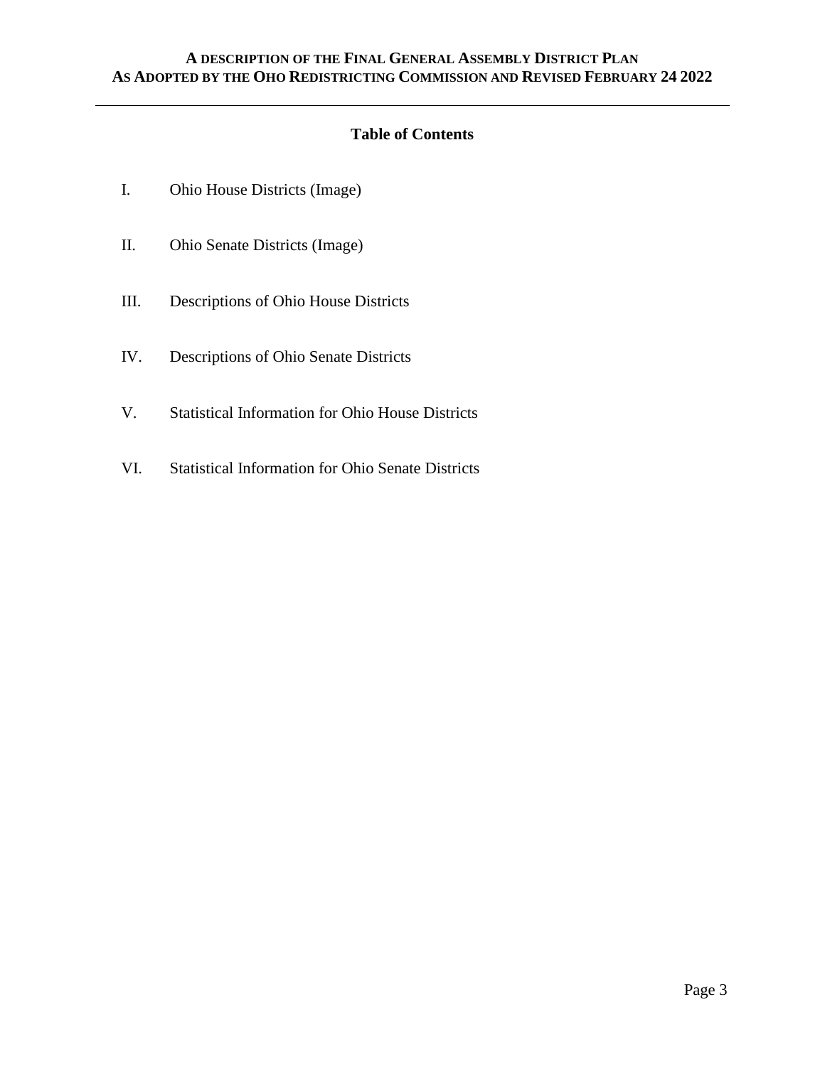## Table of Contents

I. Ohio House Districts (Image)

II. Ohio Senate Districts (Image)

III. Descriptions of Ohio House Districts

IV. Descriptions of Ohio Senate Districts

V. Statistical Information for Ohio House Districts

VI. Statistical Information for Ohio Senate Districts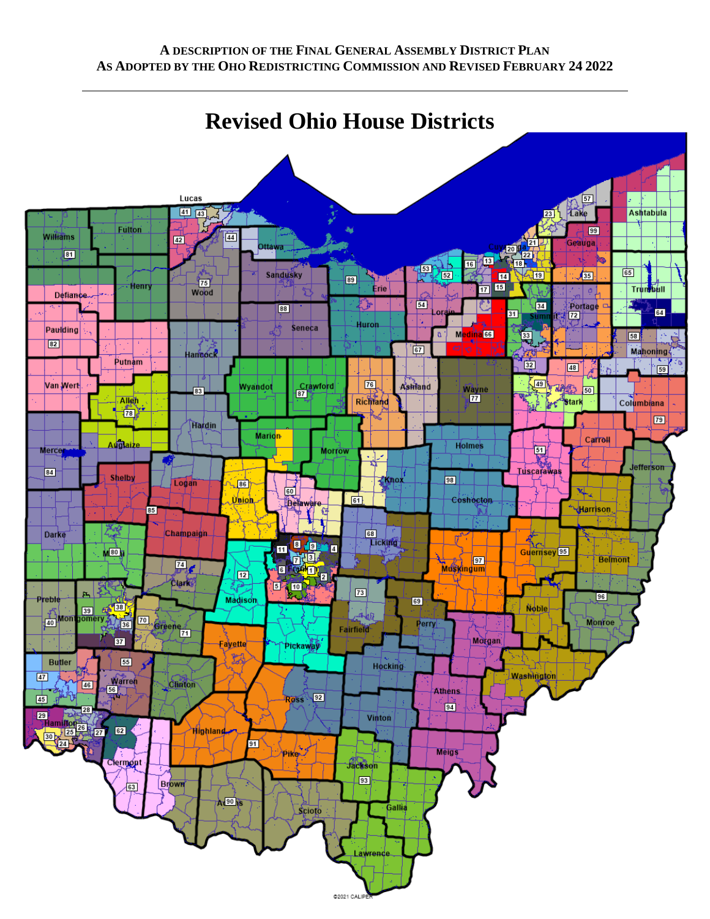A DESCRIPTION OF THE FINAL GENERAL ASSEMBLY DISTRICT PLAN
AS ADOPTED BY THE OHO REDISTRICTING COMMISSION AND REVISED FEBRUARY 24 2022

# Revised Ohio House Districts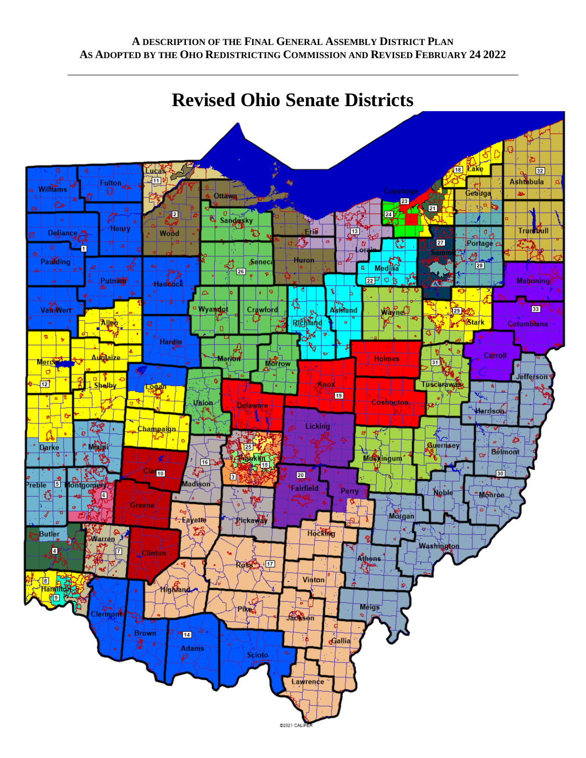A DESCRIPTION OF THE FINAL GENERAL ASSEMBLY DISTRICT PLAN
AS ADOPTED BY THE OHO REDISTRICTING COMMISSION AND REVISED FEBRUARY 24 2022

---

# Revised Ohio Senate Districts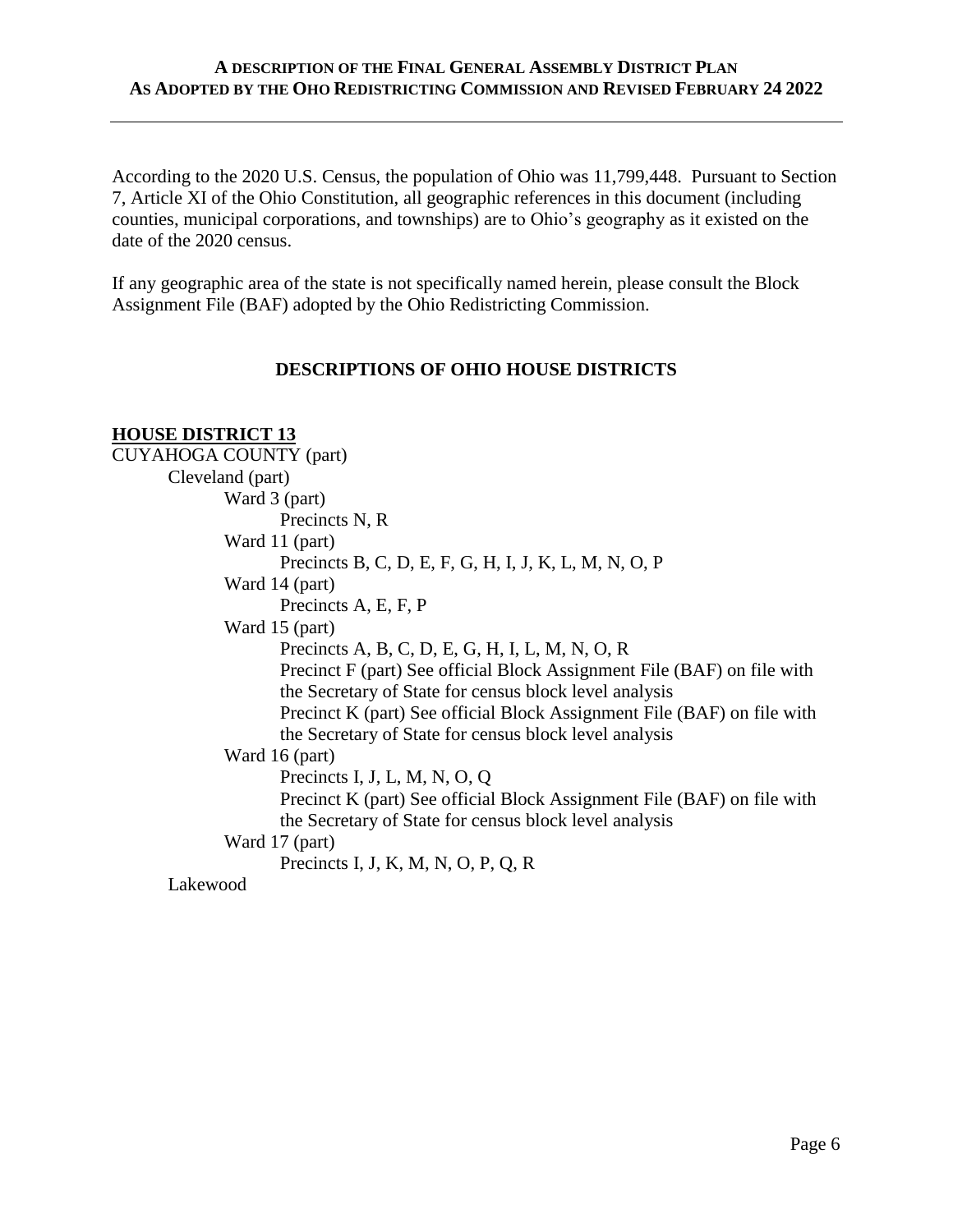According to the 2020 U.S. Census, the population of Ohio was 11,799,448. Pursuant to Section 7, Article XI of the Ohio Constitution, all geographic references in this document (including counties, municipal corporations, and townships) are to Ohio's geography as it existed on the date of the 2020 census.

If any geographic area of the state is not specifically named herein, please consult the Block Assignment File (BAF) adopted by the Ohio Redistricting Commission.

## DESCRIPTIONS OF OHIO HOUSE DISTRICTS

### HOUSE DISTRICT 13

CUYAHOGA COUNTY (part)
- Cleveland (part)
  - Ward 3 (part)
    - Precincts N, R
  - Ward 11 (part)
    - Precincts B, C, D, E, F, G, H, I, J, K, L, M, N, O, P
  - Ward 14 (part)
    - Precincts A, E, F, P
  - Ward 15 (part)
    - Precincts A, B, C, D, E, G, H, I, L, M, N, O, R
    - Precinct F (part) See official Block Assignment File (BAF) on file with the Secretary of State for census block level analysis
    - Precinct K (part) See official Block Assignment File (BAF) on file with the Secretary of State for census block level analysis
  - Ward 16 (part)
    - Precincts I, J, L, M, N, O, Q
    - Precinct K (part) See official Block Assignment File (BAF) on file with the Secretary of State for census block level analysis
  - Ward 17 (part)
    - Precincts I, J, K, M, N, O, P, Q, R
- Lakewood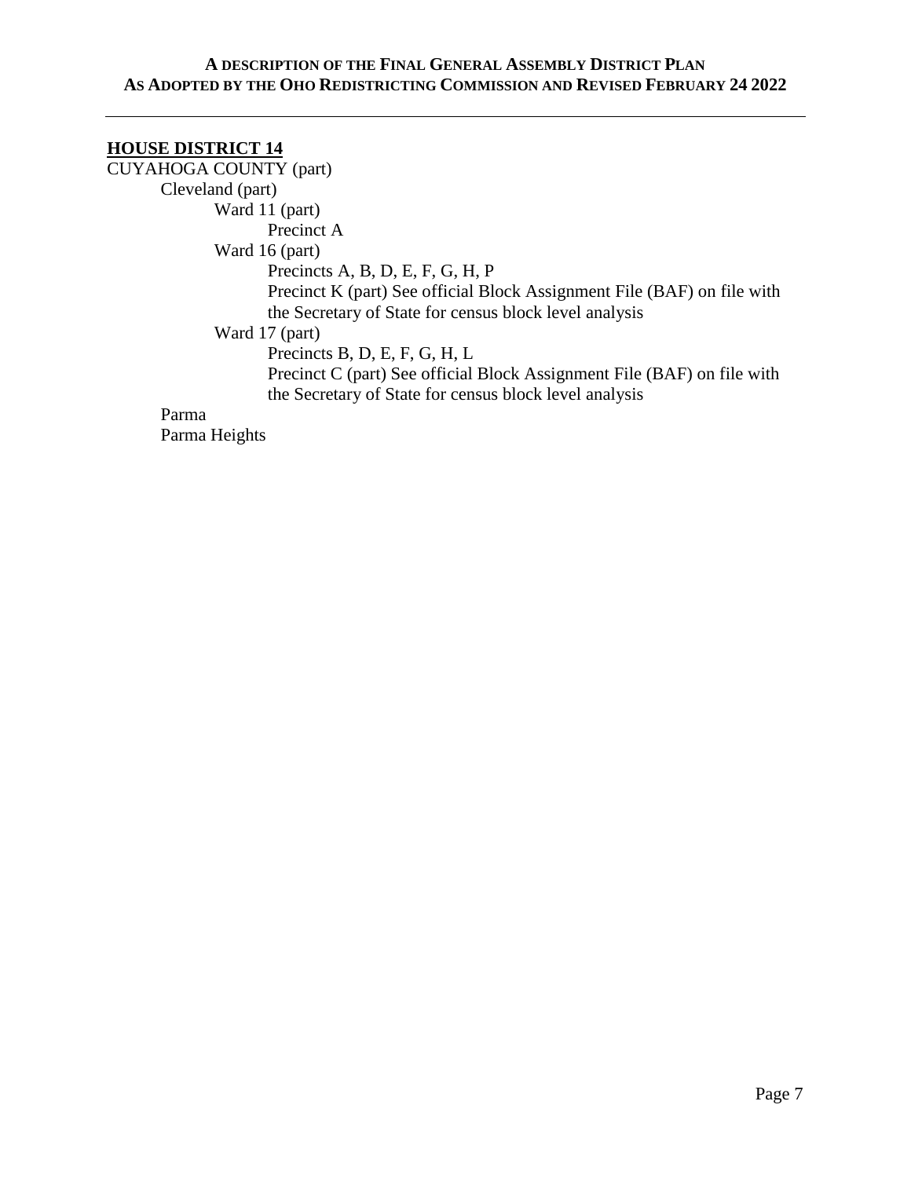## HOUSE DISTRICT 14

CUYAHOGA COUNTY (part)
- Cleveland (part)
  - Ward 11 (part)
    - Precinct A
  - Ward 16 (part)
    - Precincts A, B, D, E, F, G, H, P
    - Precinct K (part) See official Block Assignment File (BAF) on file with the Secretary of State for census block level analysis
  - Ward 17 (part)
    - Precincts B, D, E, F, G, H, L
    - Precinct C (part) See official Block Assignment File (BAF) on file with the Secretary of State for census block level analysis
- Parma
- Parma Heights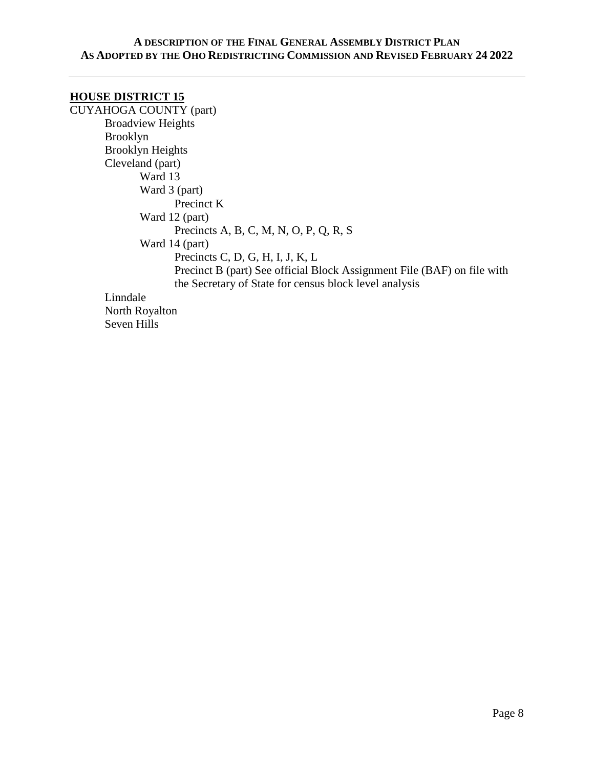## HOUSE DISTRICT 15

CUYAHOGA COUNTY (part)

- Broadview Heights
- Brooklyn
- Brooklyn Heights
- Cleveland (part)
  - Ward 13
  - Ward 3 (part)
    - Precinct K
  - Ward 12 (part)
    - Precincts A, B, C, M, N, O, P, Q, R, S
  - Ward 14 (part)
    - Precincts C, D, G, H, I, J, K, L
    - Precinct B (part) See official Block Assignment File (BAF) on file with the Secretary of State for census block level analysis
- Linndale
- North Royalton
- Seven Hills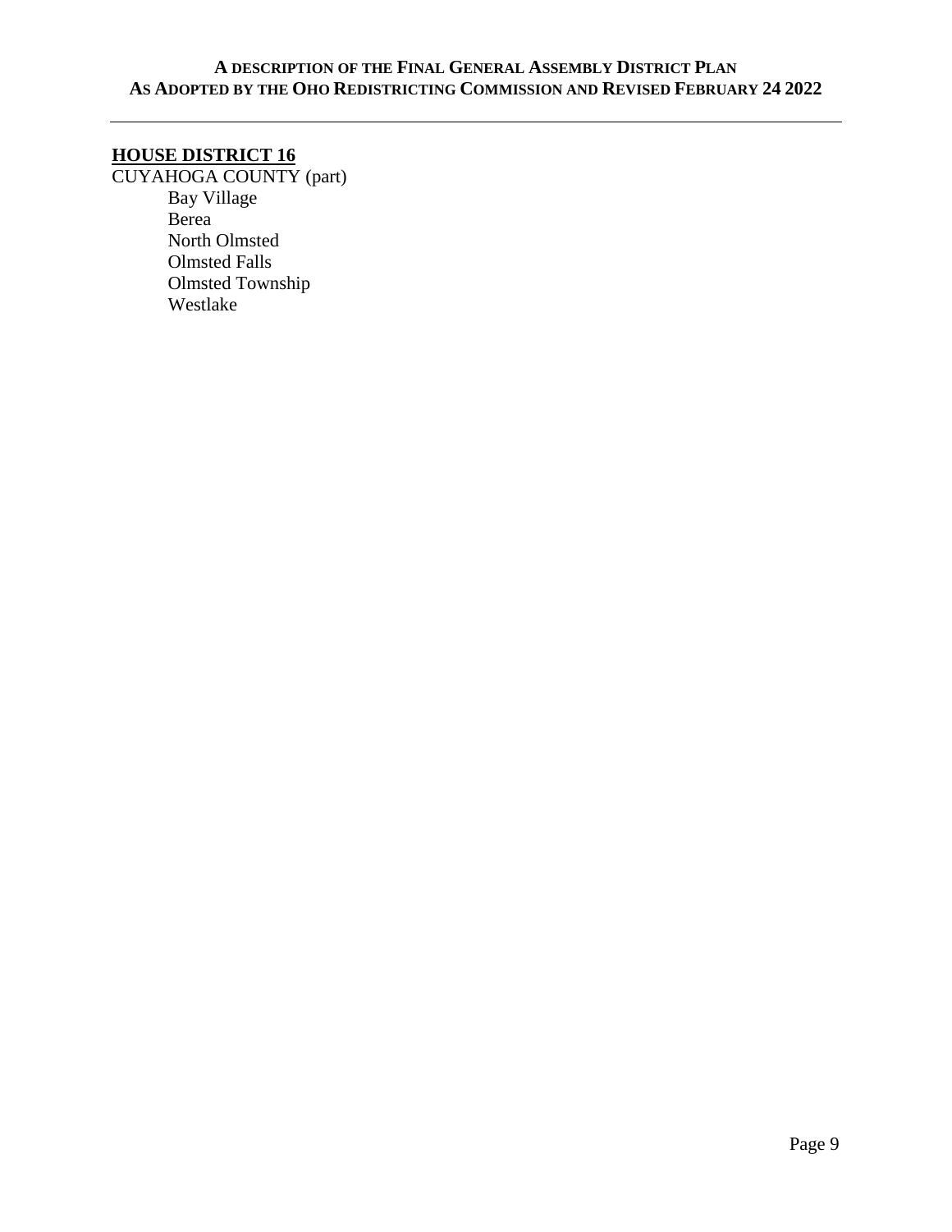## HOUSE DISTRICT 16

CUYAHOGA COUNTY (part)

- Bay Village
- Berea
- North Olmsted
- Olmsted Falls
- Olmsted Township
- Westlake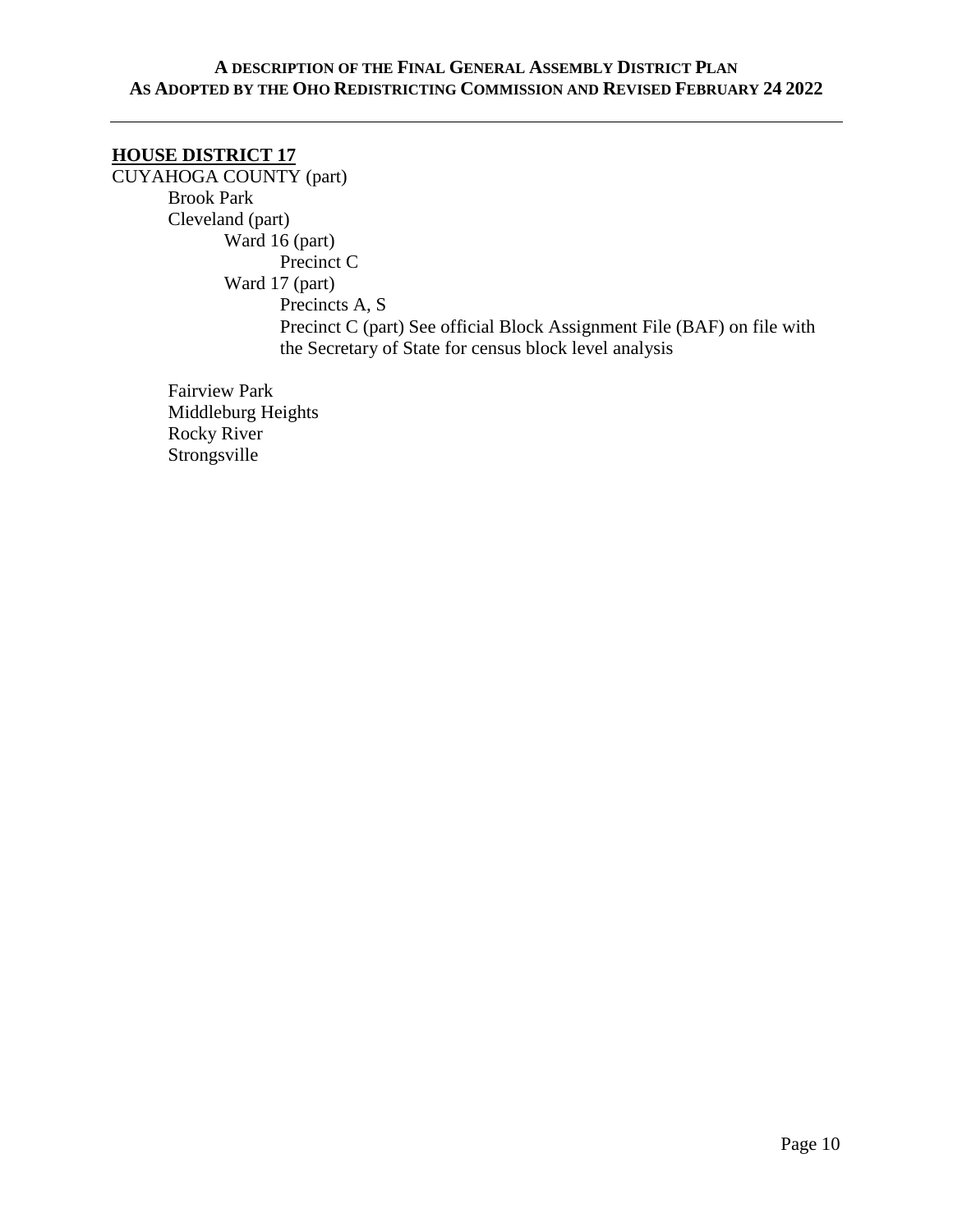## HOUSE DISTRICT 17

CUYAHOGA COUNTY (part)

- Brook Park
- Cleveland (part)
  - Ward 16 (part)
    - Precinct C
  - Ward 17 (part)
    - Precincts A, S
    - Precinct C (part) See official Block Assignment File (BAF) on file with the Secretary of State for census block level analysis
- Fairview Park
- Middleburg Heights
- Rocky River
- Strongsville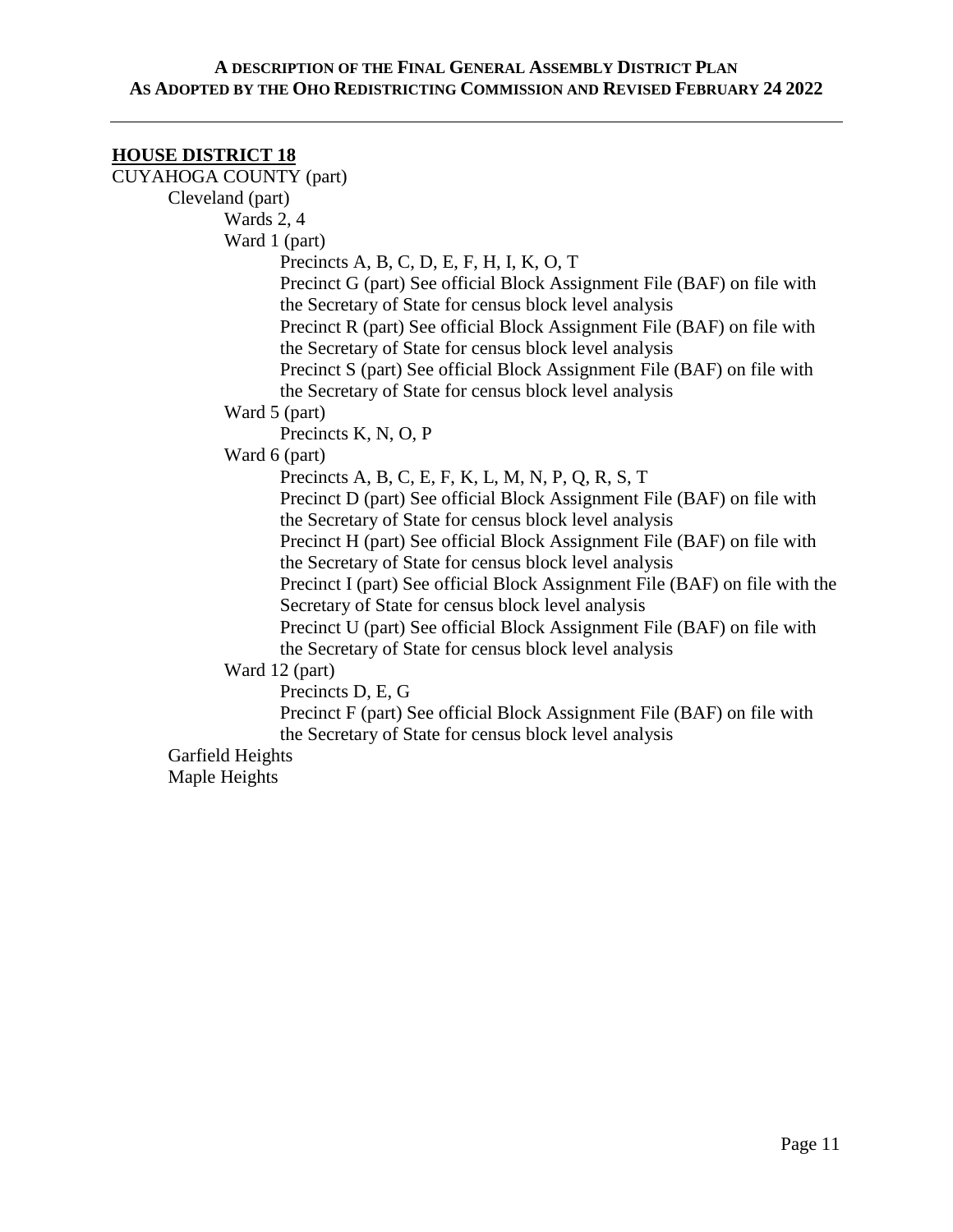## HOUSE DISTRICT 18

CUYAHOGA COUNTY (part)

- Cleveland (part)
  - Wards 2, 4
  - Ward 1 (part)
    - Precincts A, B, C, D, E, F, H, I, K, O, T
    - Precinct G (part) See official Block Assignment File (BAF) on file with the Secretary of State for census block level analysis
    - Precinct R (part) See official Block Assignment File (BAF) on file with the Secretary of State for census block level analysis
    - Precinct S (part) See official Block Assignment File (BAF) on file with the Secretary of State for census block level analysis
  - Ward 5 (part)
    - Precincts K, N, O, P
  - Ward 6 (part)
    - Precincts A, B, C, E, F, K, L, M, N, P, Q, R, S, T
    - Precinct D (part) See official Block Assignment File (BAF) on file with the Secretary of State for census block level analysis
    - Precinct H (part) See official Block Assignment File (BAF) on file with the Secretary of State for census block level analysis
    - Precinct I (part) See official Block Assignment File (BAF) on file with the Secretary of State for census block level analysis
    - Precinct U (part) See official Block Assignment File (BAF) on file with the Secretary of State for census block level analysis
  - Ward 12 (part)
    - Precincts D, E, G
    - Precinct F (part) See official Block Assignment File (BAF) on file with the Secretary of State for census block level analysis
- Garfield Heights
- Maple Heights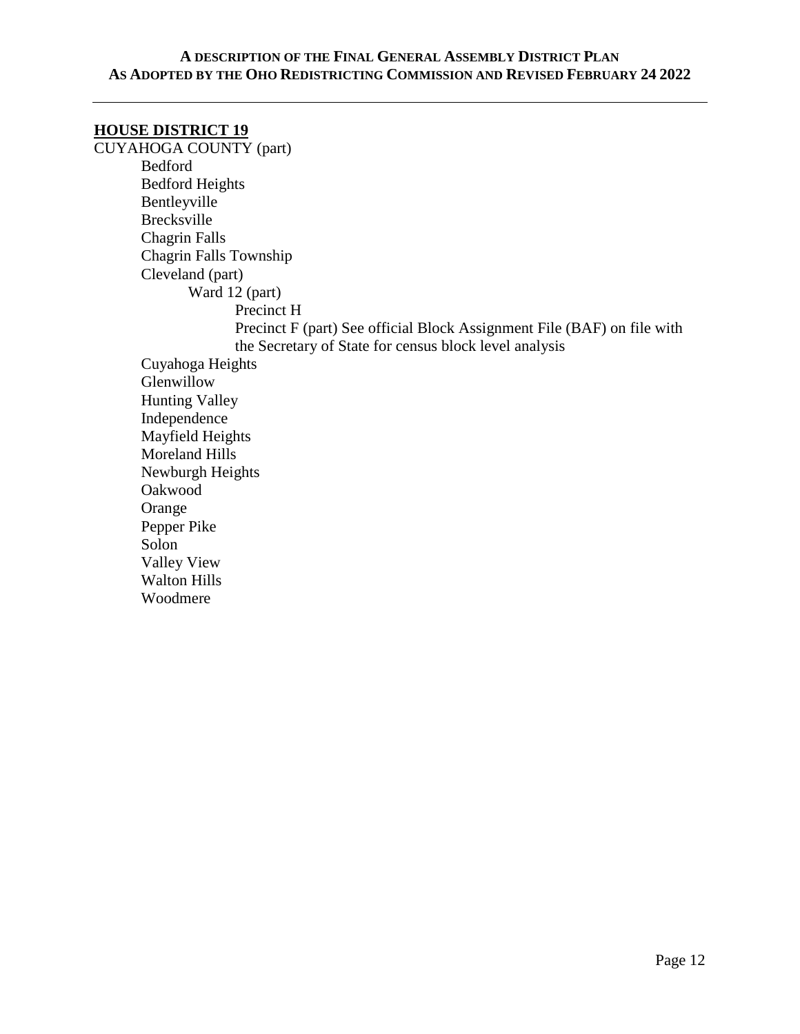## HOUSE DISTRICT 19

CUYAHOGA COUNTY (part)

- Bedford
- Bedford Heights
- Bentleyville
- Brecksville
- Chagrin Falls
- Chagrin Falls Township
- Cleveland (part)
  - Ward 12 (part)
    - Precinct H
    - Precinct F (part) See official Block Assignment File (BAF) on file with the Secretary of State for census block level analysis
- Cuyahoga Heights
- Glenwillow
- Hunting Valley
- Independence
- Mayfield Heights
- Moreland Hills
- Newburgh Heights
- Oakwood
- Orange
- Pepper Pike
- Solon
- Valley View
- Walton Hills
- Woodmere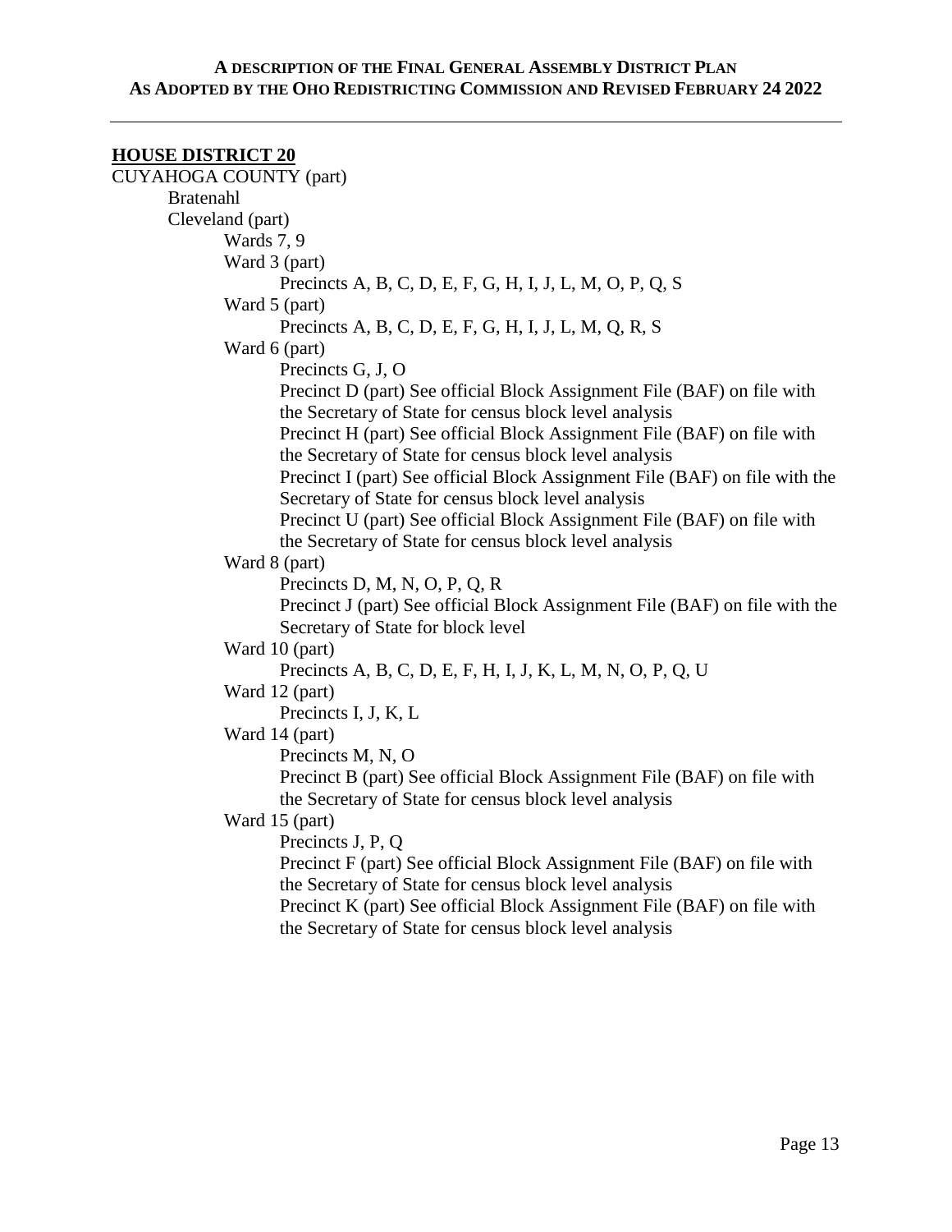## HOUSE DISTRICT 20

CUYAHOGA COUNTY (part)

- Bratenahl
- Cleveland (part)
  - Wards 7, 9
  - Ward 3 (part)
    - Precincts A, B, C, D, E, F, G, H, I, J, L, M, O, P, Q, S
  - Ward 5 (part)
    - Precincts A, B, C, D, E, F, G, H, I, J, L, M, Q, R, S
  - Ward 6 (part)
    - Precincts G, J, O
    - Precinct D (part) See official Block Assignment File (BAF) on file with the Secretary of State for census block level analysis
    - Precinct H (part) See official Block Assignment File (BAF) on file with the Secretary of State for census block level analysis
    - Precinct I (part) See official Block Assignment File (BAF) on file with the Secretary of State for census block level analysis
    - Precinct U (part) See official Block Assignment File (BAF) on file with the Secretary of State for census block level analysis
  - Ward 8 (part)
    - Precincts D, M, N, O, P, Q, R
    - Precinct J (part) See official Block Assignment File (BAF) on file with the Secretary of State for block level
  - Ward 10 (part)
    - Precincts A, B, C, D, E, F, H, I, J, K, L, M, N, O, P, Q, U
  - Ward 12 (part)
    - Precincts I, J, K, L
  - Ward 14 (part)
    - Precincts M, N, O
    - Precinct B (part) See official Block Assignment File (BAF) on file with the Secretary of State for census block level analysis
  - Ward 15 (part)
    - Precincts J, P, Q
    - Precinct F (part) See official Block Assignment File (BAF) on file with the Secretary of State for census block level analysis
    - Precinct K (part) See official Block Assignment File (BAF) on file with the Secretary of State for census block level analysis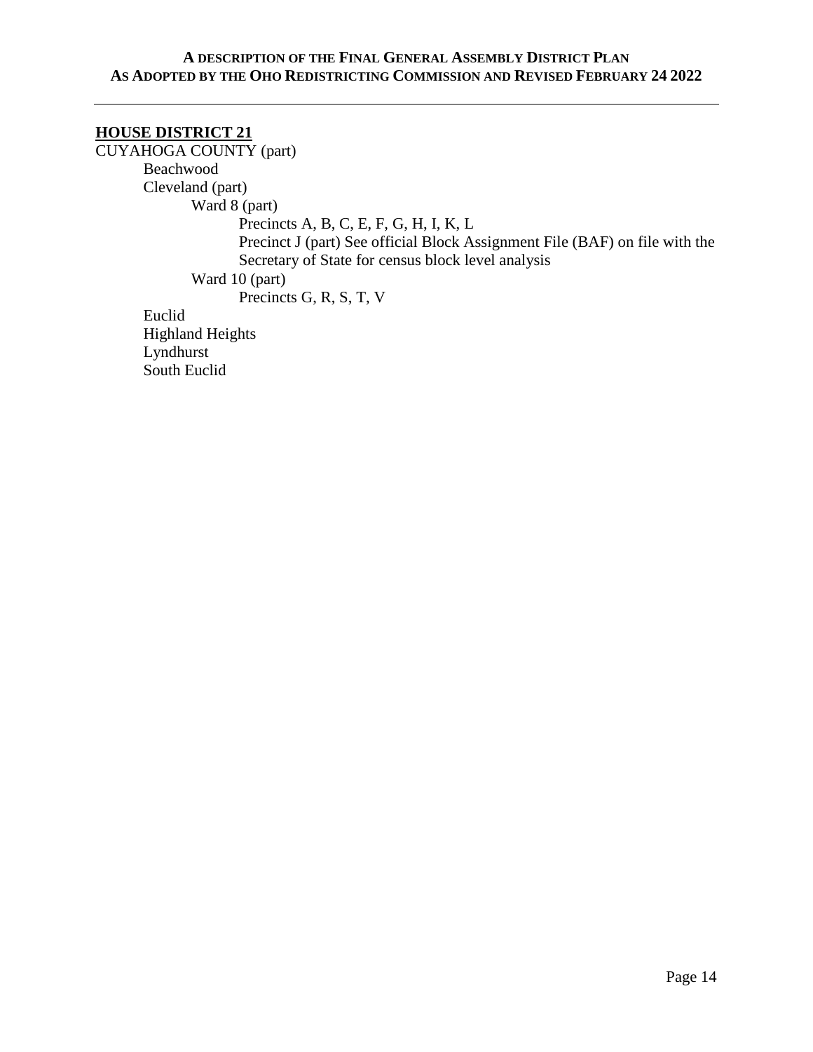## HOUSE DISTRICT 21

CUYAHOGA COUNTY (part)
- Beachwood
- Cleveland (part)
  - Ward 8 (part)
    - Precincts A, B, C, E, F, G, H, I, K, L
    - Precinct J (part) See official Block Assignment File (BAF) on file with the Secretary of State for census block level analysis
  - Ward 10 (part)
    - Precincts G, R, S, T, V
- Euclid
- Highland Heights
- Lyndhurst
- South Euclid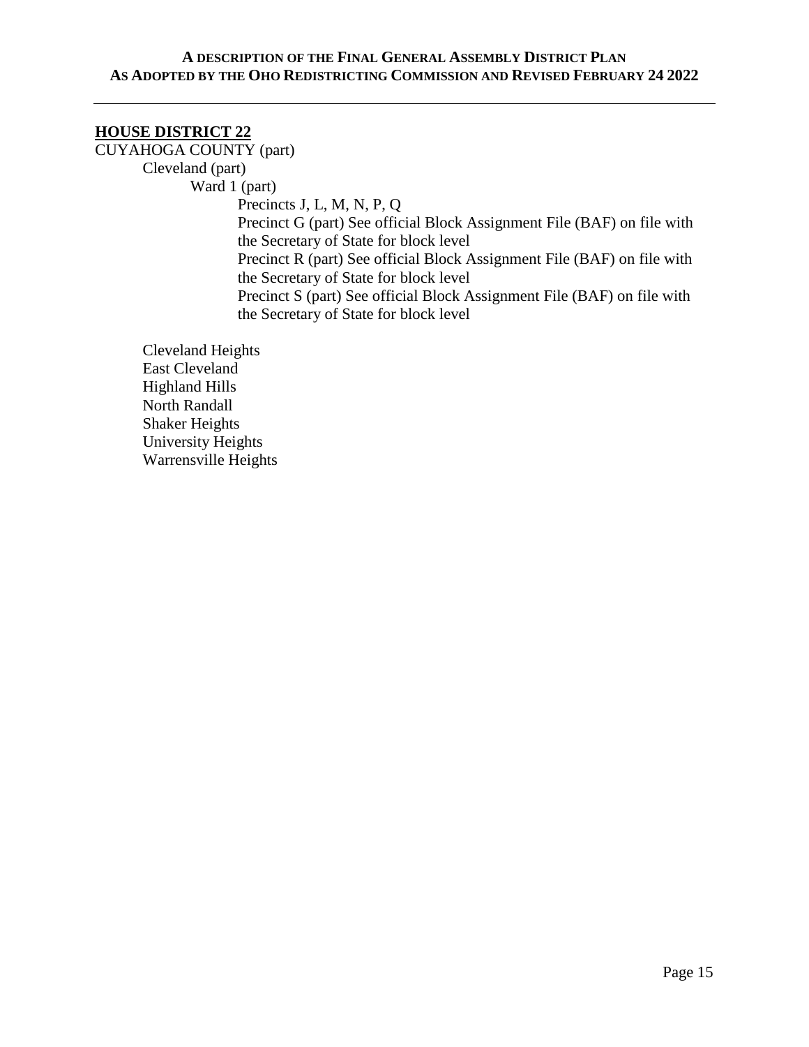## HOUSE DISTRICT 22

CUYAHOGA COUNTY (part)

- Cleveland (part)
  - Ward 1 (part)
    - Precincts J, L, M, N, P, Q
    - Precinct G (part) See official Block Assignment File (BAF) on file with the Secretary of State for block level
    - Precinct R (part) See official Block Assignment File (BAF) on file with the Secretary of State for block level
    - Precinct S (part) See official Block Assignment File (BAF) on file with the Secretary of State for block level
- Cleveland Heights
- East Cleveland
- Highland Hills
- North Randall
- Shaker Heights
- University Heights
- Warrensville Heights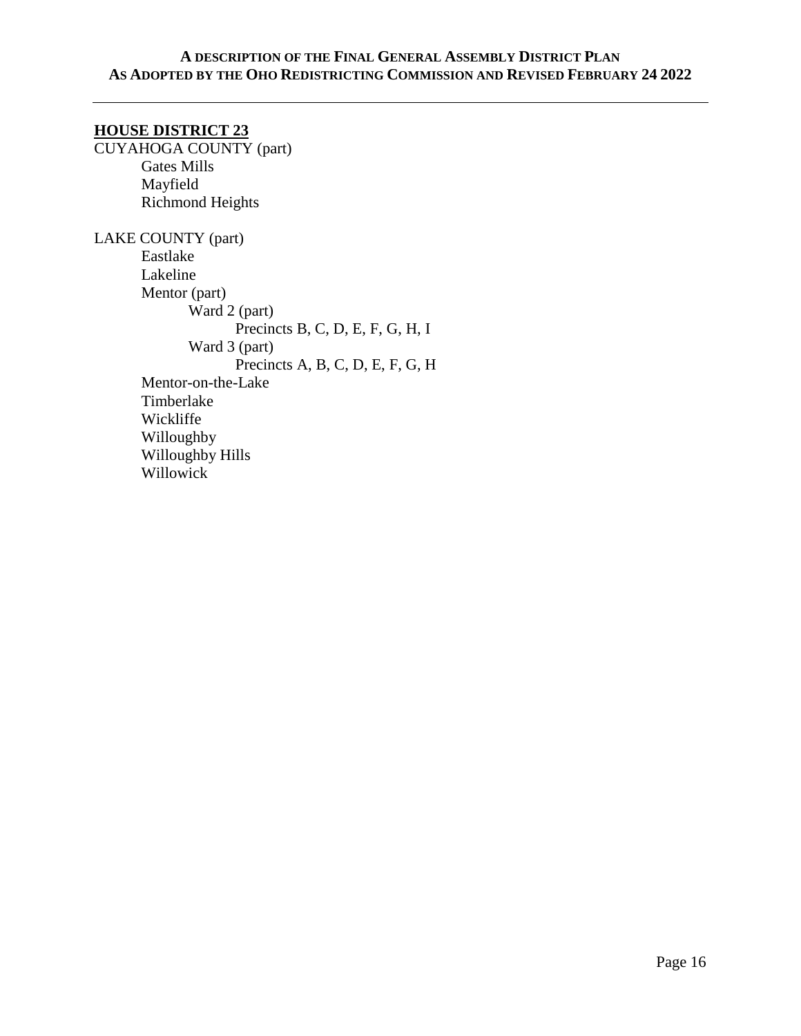**HOUSE DISTRICT 23**

CUYAHOGA COUNTY (part)

- Gates Mills
- Mayfield
- Richmond Heights

LAKE COUNTY (part)

- Eastlake
- Lakeline
- Mentor (part)
  - Ward 2 (part)
    - Precincts B, C, D, E, F, G, H, I
  - Ward 3 (part)
    - Precincts A, B, C, D, E, F, G, H
- Mentor-on-the-Lake
- Timberlake
- Wickliffe
- Willoughby
- Willoughby Hills
- Willowick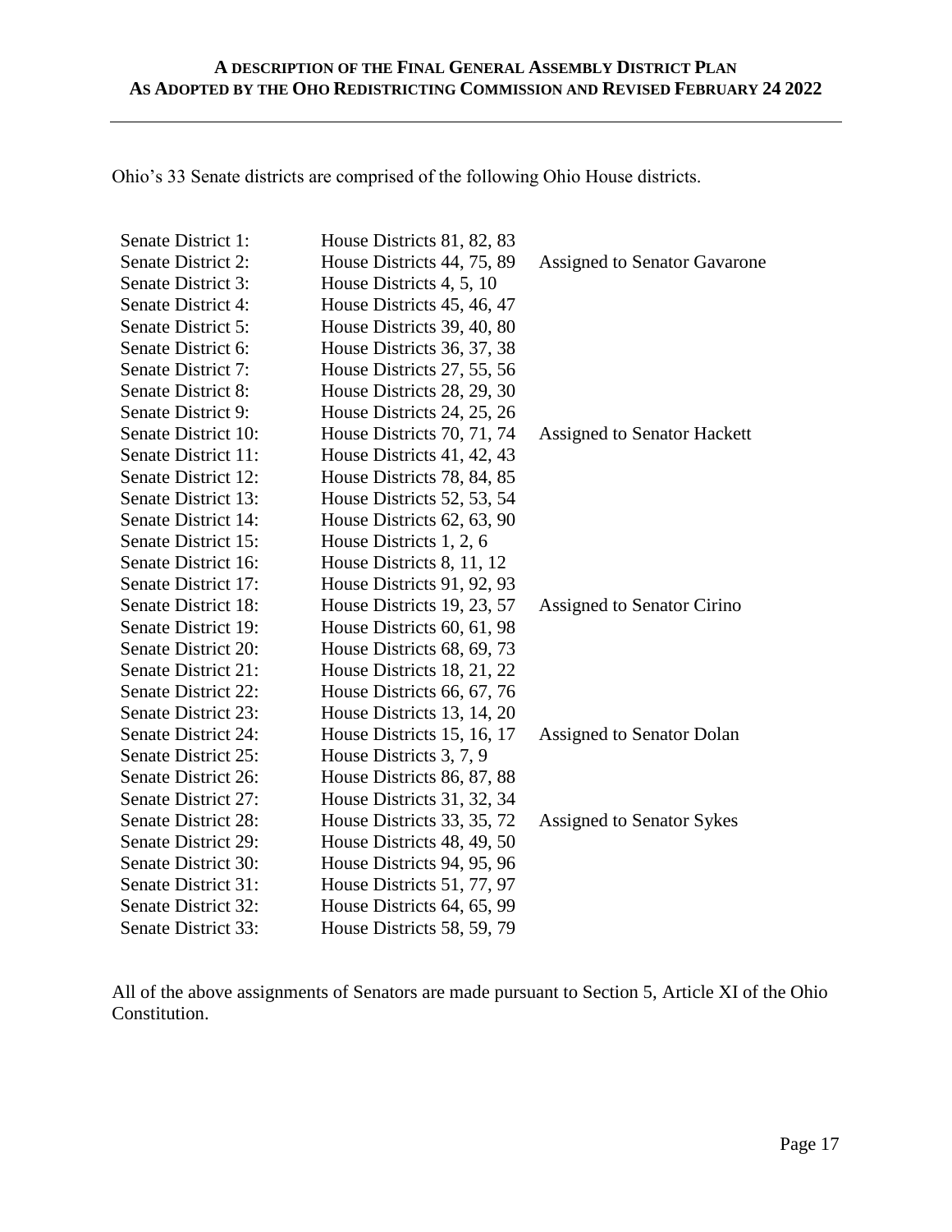Ohio's 33 Senate districts are comprised of the following Ohio House districts.

| | | |
|---|---|---|
| Senate District 1: | House Districts 81, 82, 83 | |
| Senate District 2: | House Districts 44, 75, 89 | Assigned to Senator Gavarone |
| Senate District 3: | House Districts 4, 5, 10 | |
| Senate District 4: | House Districts 45, 46, 47 | |
| Senate District 5: | House Districts 39, 40, 80 | |
| Senate District 6: | House Districts 36, 37, 38 | |
| Senate District 7: | House Districts 27, 55, 56 | |
| Senate District 8: | House Districts 28, 29, 30 | |
| Senate District 9: | House Districts 24, 25, 26 | |
| Senate District 10: | House Districts 70, 71, 74 | Assigned to Senator Hackett |
| Senate District 11: | House Districts 41, 42, 43 | |
| Senate District 12: | House Districts 78, 84, 85 | |
| Senate District 13: | House Districts 52, 53, 54 | |
| Senate District 14: | House Districts 62, 63, 90 | |
| Senate District 15: | House Districts 1, 2, 6 | |
| Senate District 16: | House Districts 8, 11, 12 | |
| Senate District 17: | House Districts 91, 92, 93 | |
| Senate District 18: | House Districts 19, 23, 57 | Assigned to Senator Cirino |
| Senate District 19: | House Districts 60, 61, 98 | |
| Senate District 20: | House Districts 68, 69, 73 | |
| Senate District 21: | House Districts 18, 21, 22 | |
| Senate District 22: | House Districts 66, 67, 76 | |
| Senate District 23: | House Districts 13, 14, 20 | |
| Senate District 24: | House Districts 15, 16, 17 | Assigned to Senator Dolan |
| Senate District 25: | House Districts 3, 7, 9 | |
| Senate District 26: | House Districts 86, 87, 88 | |
| Senate District 27: | House Districts 31, 32, 34 | |
| Senate District 28: | House Districts 33, 35, 72 | Assigned to Senator Sykes |
| Senate District 29: | House Districts 48, 49, 50 | |
| Senate District 30: | House Districts 94, 95, 96 | |
| Senate District 31: | House Districts 51, 77, 97 | |
| Senate District 32: | House Districts 64, 65, 99 | |
| Senate District 33: | House Districts 58, 59, 79 | |

All of the above assignments of Senators are made pursuant to Section 5, Article XI of the Ohio Constitution.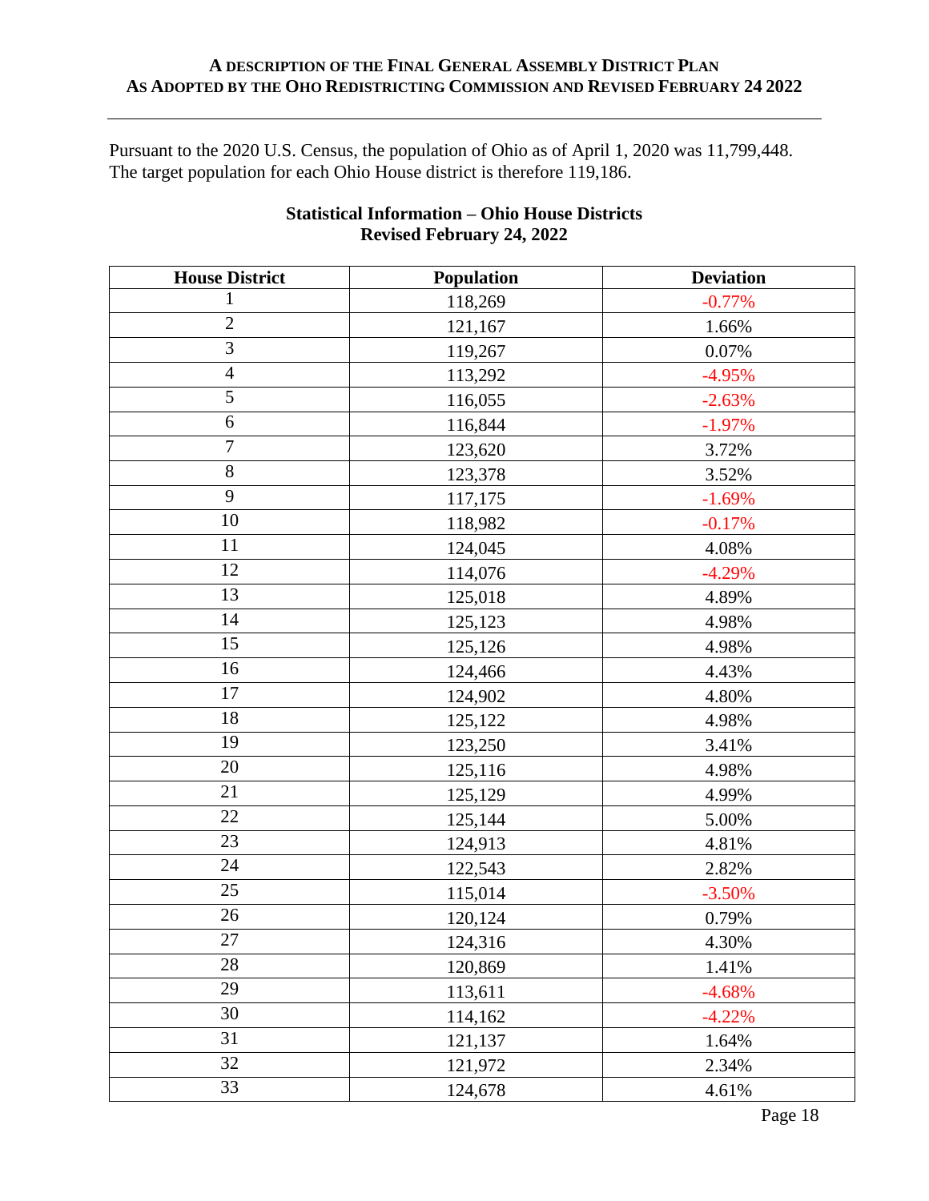Pursuant to the 2020 U.S. Census, the population of Ohio as of April 1, 2020 was 11,799,448. The target population for each Ohio House district is therefore 119,186.

**Statistical Information – Ohio House Districts**
**Revised February 24, 2022**

| House District | Population | Deviation |
|---|---|---|
| 1 | 118,269 | -0.77% |
| 2 | 121,167 | 1.66% |
| 3 | 119,267 | 0.07% |
| 4 | 113,292 | -4.95% |
| 5 | 116,055 | -2.63% |
| 6 | 116,844 | -1.97% |
| 7 | 123,620 | 3.72% |
| 8 | 123,378 | 3.52% |
| 9 | 117,175 | -1.69% |
| 10 | 118,982 | -0.17% |
| 11 | 124,045 | 4.08% |
| 12 | 114,076 | -4.29% |
| 13 | 125,018 | 4.89% |
| 14 | 125,123 | 4.98% |
| 15 | 125,126 | 4.98% |
| 16 | 124,466 | 4.43% |
| 17 | 124,902 | 4.80% |
| 18 | 125,122 | 4.98% |
| 19 | 123,250 | 3.41% |
| 20 | 125,116 | 4.98% |
| 21 | 125,129 | 4.99% |
| 22 | 125,144 | 5.00% |
| 23 | 124,913 | 4.81% |
| 24 | 122,543 | 2.82% |
| 25 | 115,014 | -3.50% |
| 26 | 120,124 | 0.79% |
| 27 | 124,316 | 4.30% |
| 28 | 120,869 | 1.41% |
| 29 | 113,611 | -4.68% |
| 30 | 114,162 | -4.22% |
| 31 | 121,137 | 1.64% |
| 32 | 121,972 | 2.34% |
| 33 | 124,678 | 4.61% |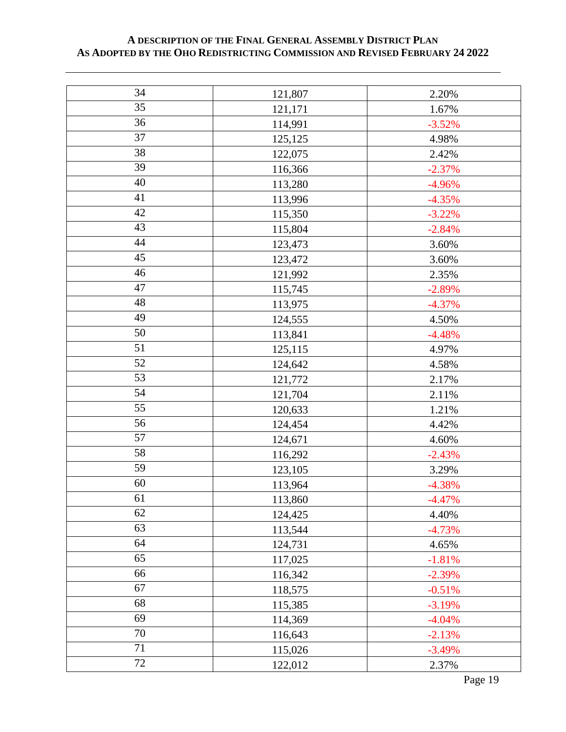| 34 | 121,807 | 2.20% |
|---|---|---|
| 35 | 121,171 | 1.67% |
| 36 | 114,991 | -3.52% |
| 37 | 125,125 | 4.98% |
| 38 | 122,075 | 2.42% |
| 39 | 116,366 | -2.37% |
| 40 | 113,280 | -4.96% |
| 41 | 113,996 | -4.35% |
| 42 | 115,350 | -3.22% |
| 43 | 115,804 | -2.84% |
| 44 | 123,473 | 3.60% |
| 45 | 123,472 | 3.60% |
| 46 | 121,992 | 2.35% |
| 47 | 115,745 | -2.89% |
| 48 | 113,975 | -4.37% |
| 49 | 124,555 | 4.50% |
| 50 | 113,841 | -4.48% |
| 51 | 125,115 | 4.97% |
| 52 | 124,642 | 4.58% |
| 53 | 121,772 | 2.17% |
| 54 | 121,704 | 2.11% |
| 55 | 120,633 | 1.21% |
| 56 | 124,454 | 4.42% |
| 57 | 124,671 | 4.60% |
| 58 | 116,292 | -2.43% |
| 59 | 123,105 | 3.29% |
| 60 | 113,964 | -4.38% |
| 61 | 113,860 | -4.47% |
| 62 | 124,425 | 4.40% |
| 63 | 113,544 | -4.73% |
| 64 | 124,731 | 4.65% |
| 65 | 117,025 | -1.81% |
| 66 | 116,342 | -2.39% |
| 67 | 118,575 | -0.51% |
| 68 | 115,385 | -3.19% |
| 69 | 114,369 | -4.04% |
| 70 | 116,643 | -2.13% |
| 71 | 115,026 | -3.49% |
| 72 | 122,012 | 2.37% |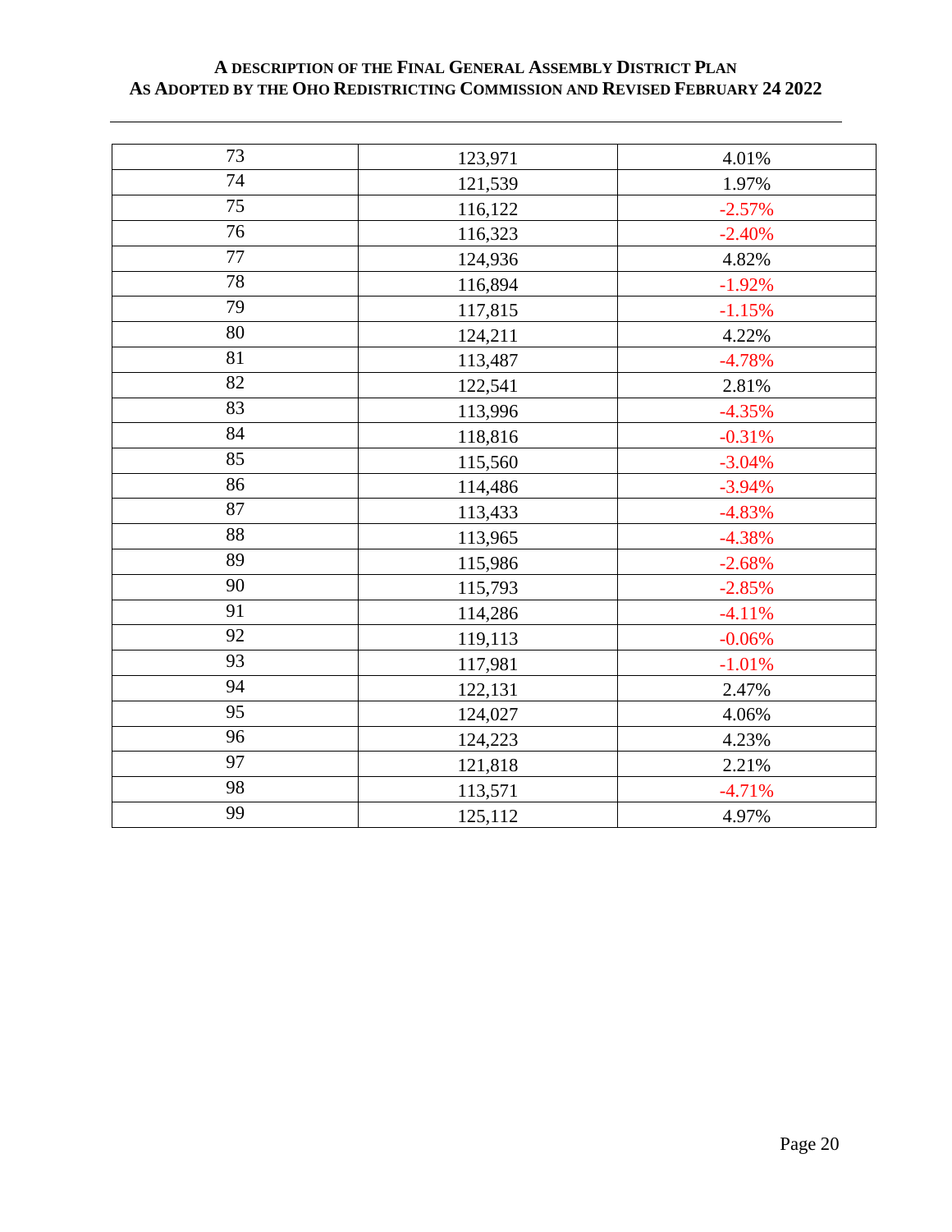| 73 | 123,971 | 4.01% |
|---|---|---|
| 74 | 121,539 | 1.97% |
| 75 | 116,122 | -2.57% |
| 76 | 116,323 | -2.40% |
| 77 | 124,936 | 4.82% |
| 78 | 116,894 | -1.92% |
| 79 | 117,815 | -1.15% |
| 80 | 124,211 | 4.22% |
| 81 | 113,487 | -4.78% |
| 82 | 122,541 | 2.81% |
| 83 | 113,996 | -4.35% |
| 84 | 118,816 | -0.31% |
| 85 | 115,560 | -3.04% |
| 86 | 114,486 | -3.94% |
| 87 | 113,433 | -4.83% |
| 88 | 113,965 | -4.38% |
| 89 | 115,986 | -2.68% |
| 90 | 115,793 | -2.85% |
| 91 | 114,286 | -4.11% |
| 92 | 119,113 | -0.06% |
| 93 | 117,981 | -1.01% |
| 94 | 122,131 | 2.47% |
| 95 | 124,027 | 4.06% |
| 96 | 124,223 | 4.23% |
| 97 | 121,818 | 2.21% |
| 98 | 113,571 | -4.71% |
| 99 | 125,112 | 4.97% |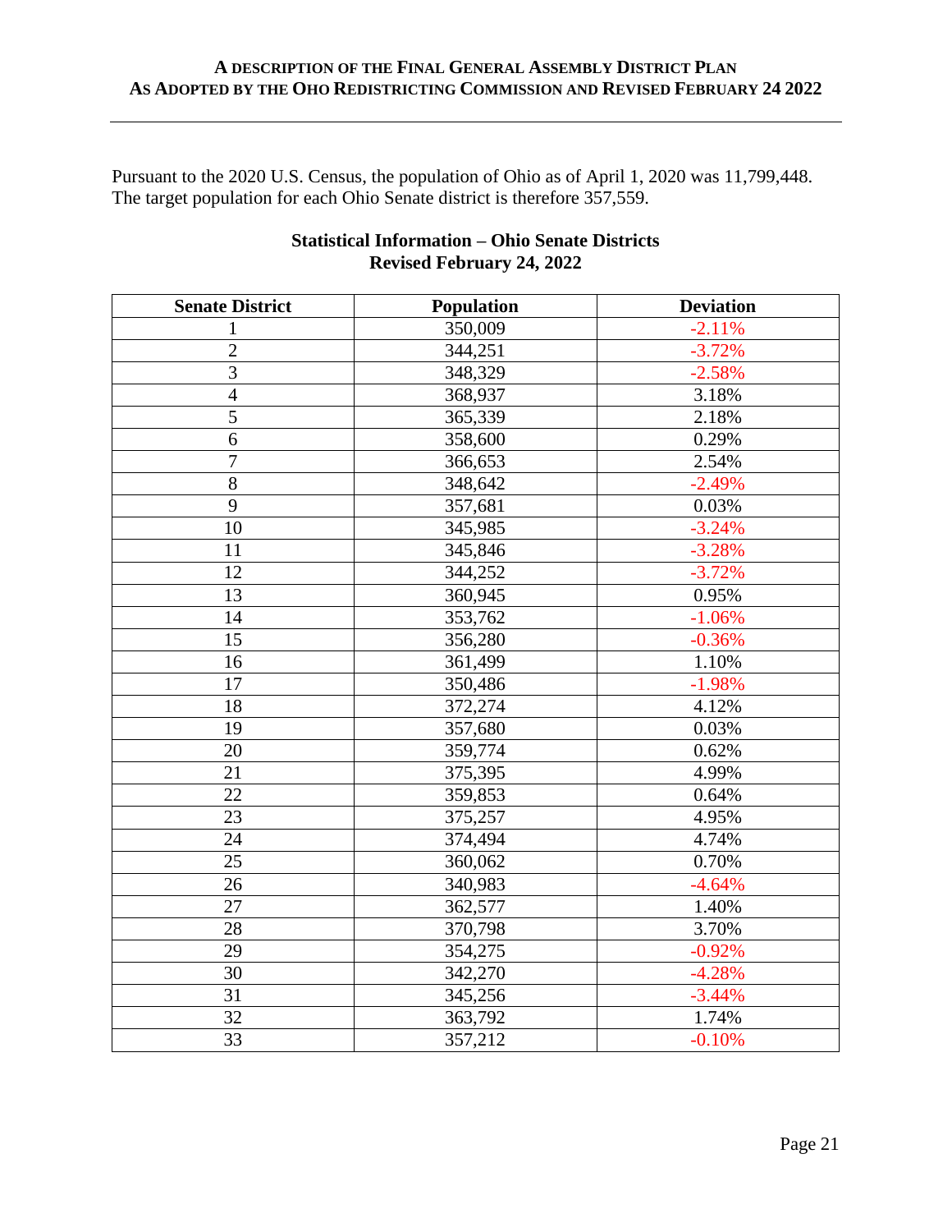Pursuant to the 2020 U.S. Census, the population of Ohio as of April 1, 2020 was 11,799,448. The target population for each Ohio Senate district is therefore 357,559.

## Statistical Information – Ohio Senate Districts
## Revised February 24, 2022

| Senate District | Population | Deviation |
|---|---|---|
| 1 | 350,009 | -2.11% |
| 2 | 344,251 | -3.72% |
| 3 | 348,329 | -2.58% |
| 4 | 368,937 | 3.18% |
| 5 | 365,339 | 2.18% |
| 6 | 358,600 | 0.29% |
| 7 | 366,653 | 2.54% |
| 8 | 348,642 | -2.49% |
| 9 | 357,681 | 0.03% |
| 10 | 345,985 | -3.24% |
| 11 | 345,846 | -3.28% |
| 12 | 344,252 | -3.72% |
| 13 | 360,945 | 0.95% |
| 14 | 353,762 | -1.06% |
| 15 | 356,280 | -0.36% |
| 16 | 361,499 | 1.10% |
| 17 | 350,486 | -1.98% |
| 18 | 372,274 | 4.12% |
| 19 | 357,680 | 0.03% |
| 20 | 359,774 | 0.62% |
| 21 | 375,395 | 4.99% |
| 22 | 359,853 | 0.64% |
| 23 | 375,257 | 4.95% |
| 24 | 374,494 | 4.74% |
| 25 | 360,062 | 0.70% |
| 26 | 340,983 | -4.64% |
| 27 | 362,577 | 1.40% |
| 28 | 370,798 | 3.70% |
| 29 | 354,275 | -0.92% |
| 30 | 342,270 | -4.28% |
| 31 | 345,256 | -3.44% |
| 32 | 363,792 | 1.74% |
| 33 | 357,212 | -0.10% |